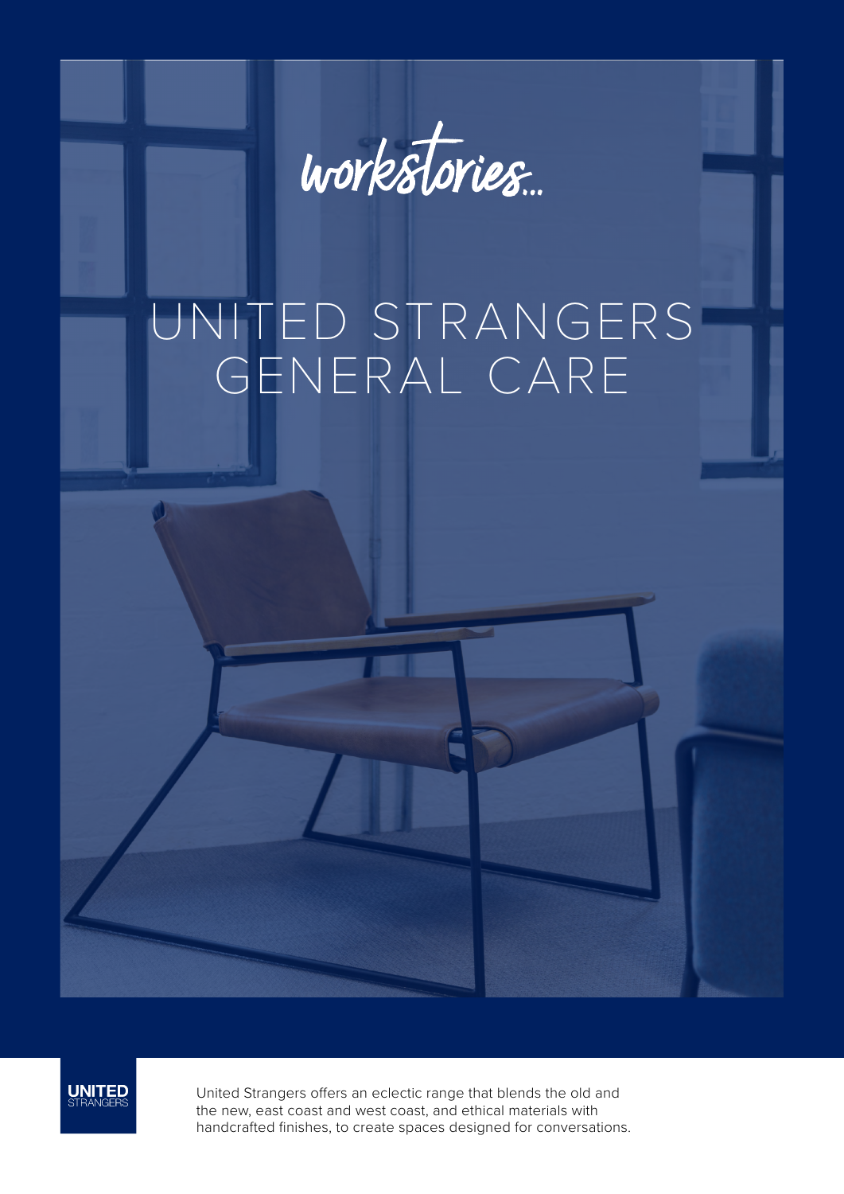workstories...

# UNITED STRANGERS GENERAL CARE

UNITED STRANGERS

United Strangers offers an eclectic range that blends the old and the new, east coast and west coast, and ethical materials with handcrafted finishes, to create spaces designed for conversations.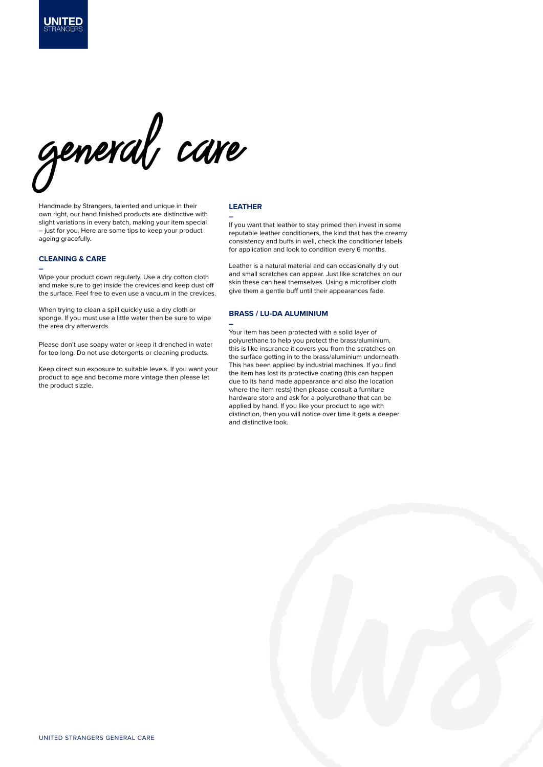# general care

Handmade by Strangers, talented and unique in their own right, our hand finished products are distinctive with slight variations in every batch, making your item special – just for you. Here are some tips to keep your product ageing gracefully.

## CLEANING & CARE

–

Wipe your product down regularly. Use a dry cotton cloth and make sure to get inside the crevices and keep dust off the surface. Feel free to even use a vacuum in the crevices.

When trying to clean a spill quickly use a dry cloth or sponge. If you must use a little water then be sure to wipe the area dry afterwards.

Please don't use soapy water or keep it drenched in water for too long. Do not use detergents or cleaning products.

Keep direct sun exposure to suitable levels. If you want your product to age and become more vintage then please let the product sizzle.

## LEATHER

–

If you want that leather to stay primed then invest in some reputable leather conditioners, the kind that has the creamy consistency and buffs in well, check the conditioner labels for application and look to condition every 6 months.

Leather is a natural material and can occasionally dry out and small scratches can appear. Just like scratches on our skin these can heal themselves. Using a microfiber cloth give them a gentle buff until their appearances fade.

## BRASS / LU-DA ALUMINIUM

–

Your item has been protected with a solid layer of polyurethane to help you protect the brass/aluminium, this is like insurance it covers you from the scratches on the surface getting in to the brass/aluminium underneath. This has been applied by industrial machines. If you find the item has lost its protective coating (this can happen due to its hand made appearance and also the location where the item rests) then please consult a furniture hardware store and ask for a polyurethane that can be applied by hand. If you like your product to age with distinction, then you will notice over time it gets a deeper and distinctive look.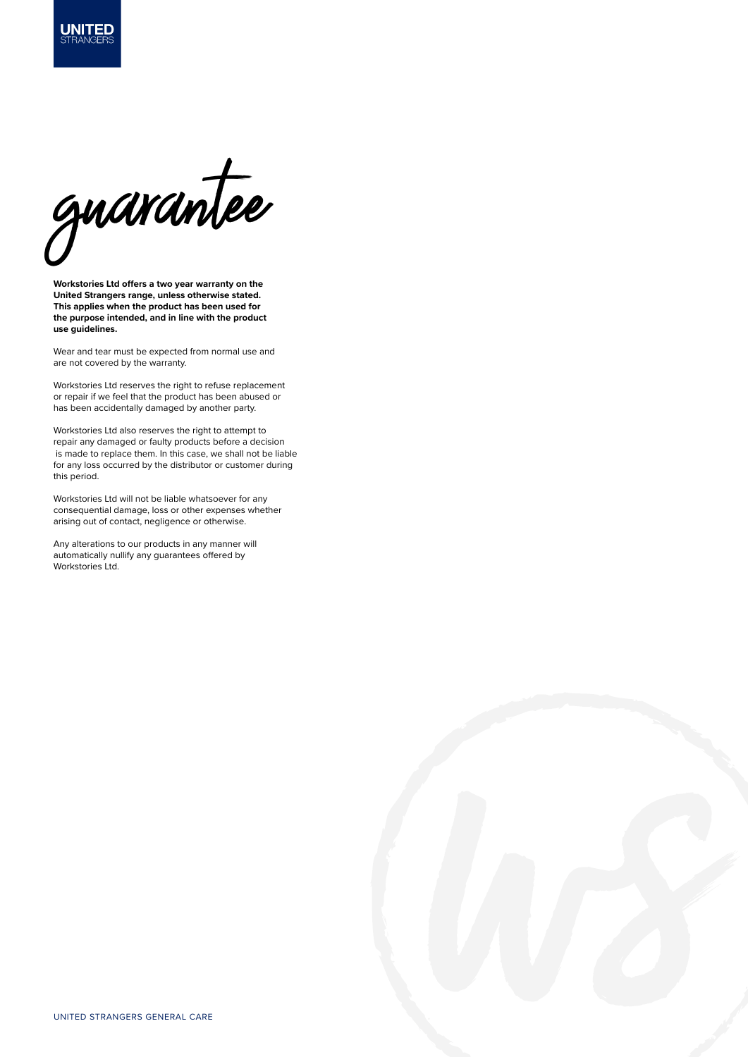# guarantee

**Workstories Ltd offers a two year warranty on the United Strangers range, unless otherwise stated. This applies when the product has been used for the purpose intended, and in line with the product use guidelines.**

Wear and tear must be expected from normal use and are not covered by the warranty.

Workstories Ltd reserves the right to refuse replacement or repair if we feel that the product has been abused or has been accidentally damaged by another party.

Workstories Ltd also reserves the right to attempt to repair any damaged or faulty products before a decision is made to replace them. In this case, we shall not be liable for any loss occurred by the distributor or customer during this period.

Workstories Ltd will not be liable whatsoever for any consequential damage, loss or other expenses whether arising out of contact, negligence or otherwise.

Any alterations to our products in any manner will automatically nullify any guarantees offered by Workstories Ltd.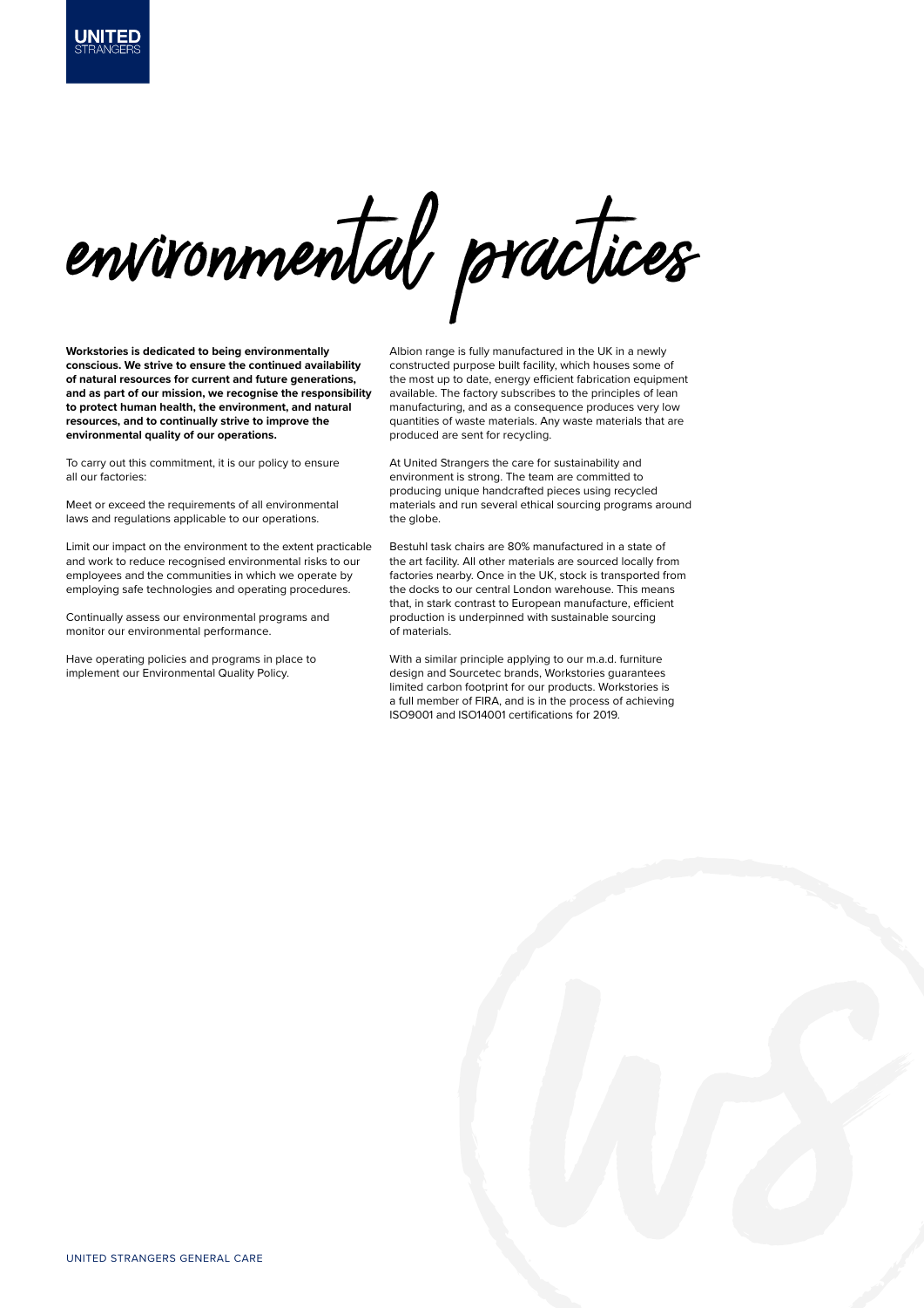# environmental practices

**Workstories is dedicated to being environmentally conscious. We strive to ensure the continued availability of natural resources for current and future generations, and as part of our mission, we recognise the responsibility to protect human health, the environment, and natural resources, and to continually strive to improve the environmental quality of our operations.**

To carry out this commitment, it is our policy to ensure all our factories:

Meet or exceed the requirements of all environmental laws and regulations applicable to our operations.

Limit our impact on the environment to the extent practicable and work to reduce recognised environmental risks to our employees and the communities in which we operate by employing safe technologies and operating procedures.

Continually assess our environmental programs and monitor our environmental performance.

Have operating policies and programs in place to implement our Environmental Quality Policy.

Albion range is fully manufactured in the UK in a newly constructed purpose built facility, which houses some of the most up to date, energy efficient fabrication equipment available. The factory subscribes to the principles of lean manufacturing, and as a consequence produces very low quantities of waste materials. Any waste materials that are produced are sent for recycling.

At United Strangers the care for sustainability and environment is strong. The team are committed to producing unique handcrafted pieces using recycled materials and run several ethical sourcing programs around the globe.

Bestuhl task chairs are 80% manufactured in a state of the art facility. All other materials are sourced locally from factories nearby. Once in the UK, stock is transported from the docks to our central London warehouse. This means that, in stark contrast to European manufacture, efficient production is underpinned with sustainable sourcing of materials.

With a similar principle applying to our m.a.d. furniture design and Sourcetec brands, Workstories guarantees limited carbon footprint for our products. Workstories is a full member of FIRA, and is in the process of achieving ISO9001 and ISO14001 certifications for 2019.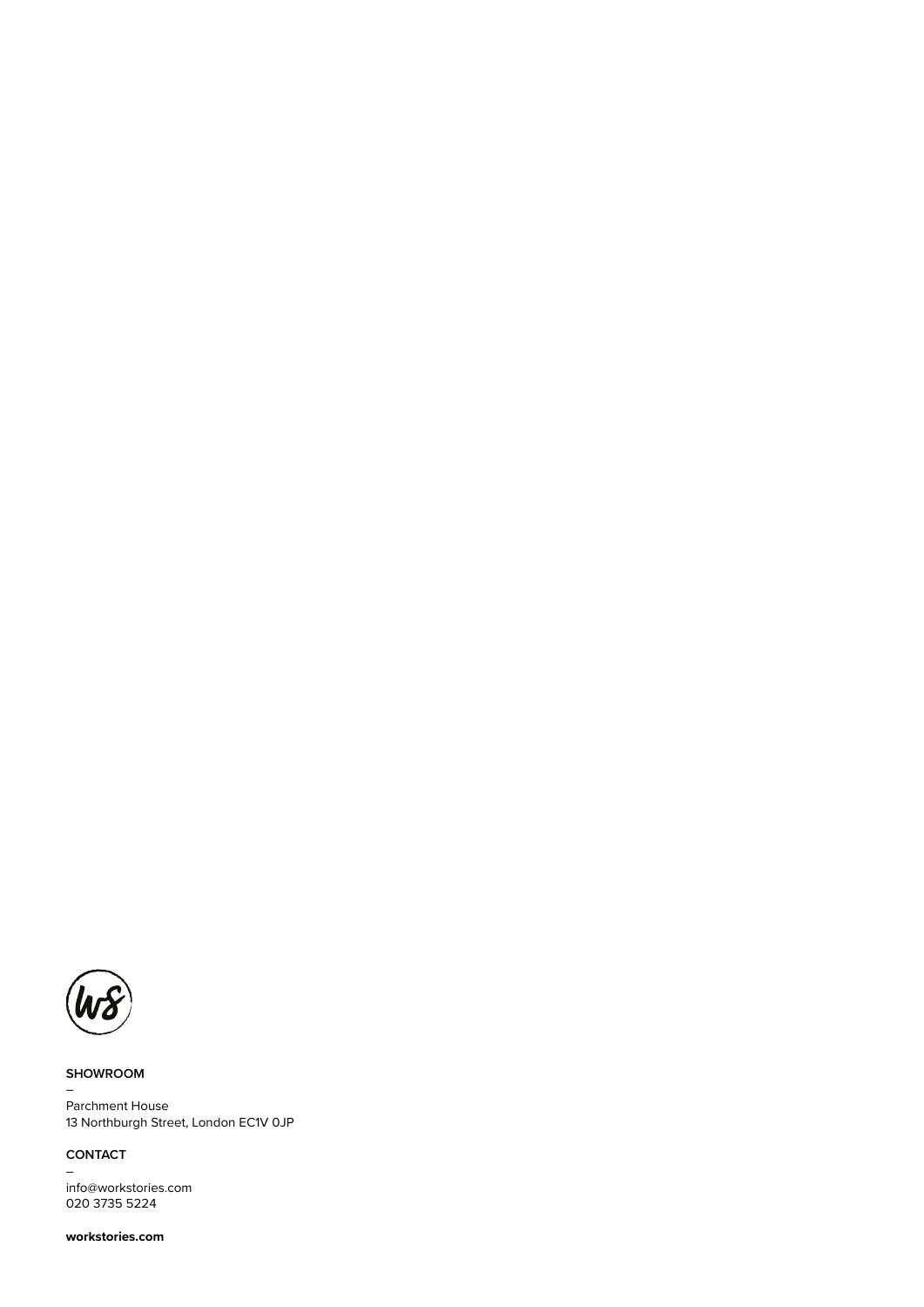**SHOWROOM**

–

Parchment House
13 Northburgh Street, London EC1V 0JP

**CONTACT**

–

info@workstories.com
020 3735 5224

**workstories.com**